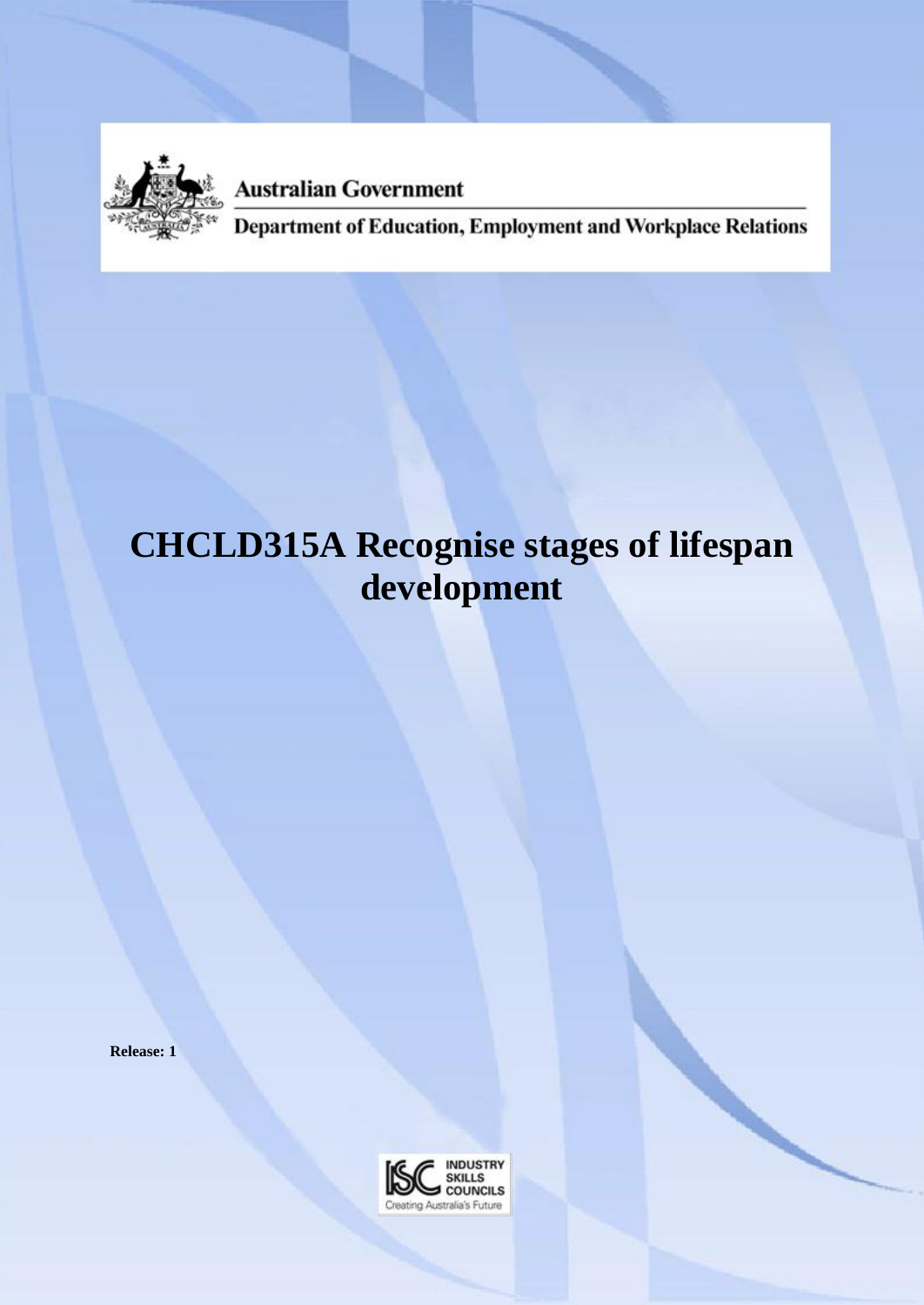Australian Government

Department of Education, Employment and Workplace Relations

# CHCLD315A Recognise stages of lifespan development

**Release: 1**

INDUSTRY SKILLS COUNCILS

Creating Australia's Future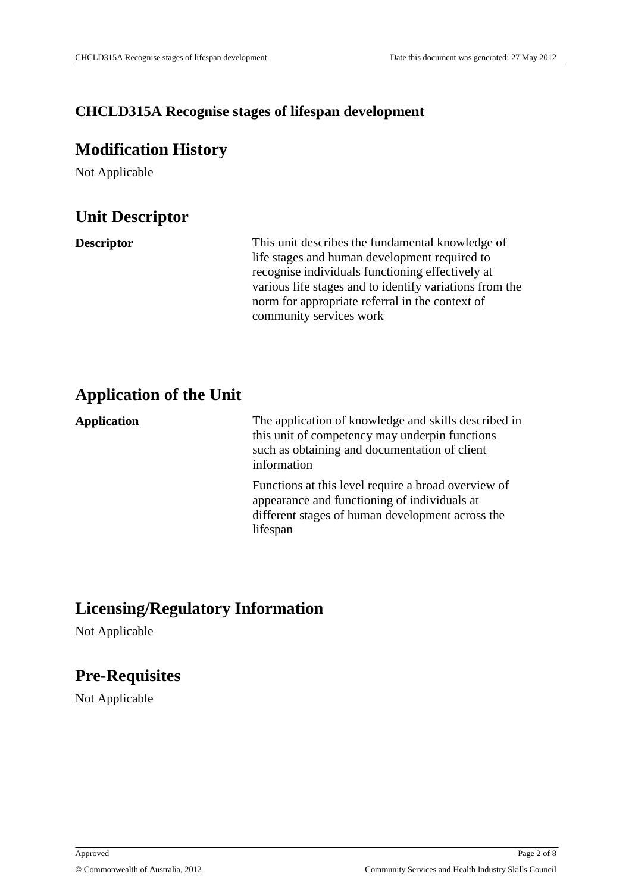**CHCLD315A Recognise stages of lifespan development**

# Modification History

Not Applicable

# Unit Descriptor

| | |
|---|---|
| **Descriptor** | This unit describes the fundamental knowledge of life stages and human development required to recognise individuals functioning effectively at various life stages and to identify variations from the norm for appropriate referral in the context of community services work |

# Application of the Unit

| | |
|---|---|
| **Application** | The application of knowledge and skills described in this unit of competency may underpin functions such as obtaining and documentation of client information<br><br>Functions at this level require a broad overview of appearance and functioning of individuals at different stages of human development across the lifespan |

# Licensing/Regulatory Information

Not Applicable

# Pre-Requisites

Not Applicable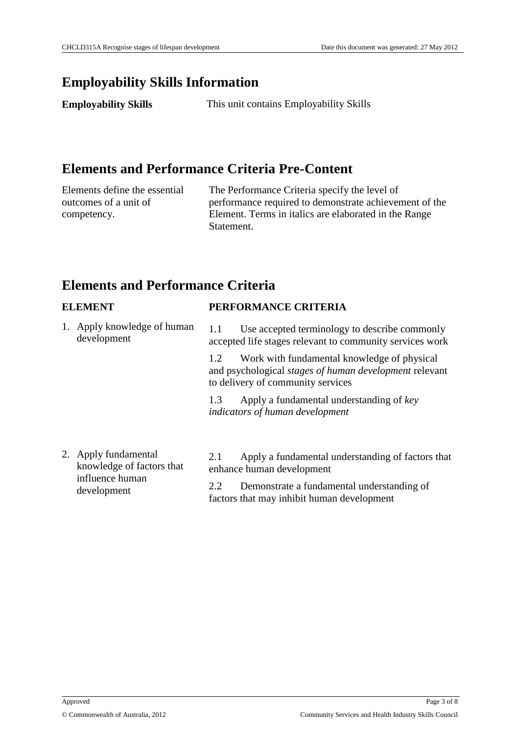## Employability Skills Information

| | |
|---|---|
| **Employability Skills** | This unit contains Employability Skills |

## Elements and Performance Criteria Pre-Content

| | |
|---|---|
| Elements define the essential outcomes of a unit of competency. | The Performance Criteria specify the level of performance required to demonstrate achievement of the Element. Terms in italics are elaborated in the Range Statement. |

## Elements and Performance Criteria

| ELEMENT | PERFORMANCE CRITERIA |
|---|---|
| 1. Apply knowledge of human development | 1.1 Use accepted terminology to describe commonly accepted life stages relevant to community services work |
| | 1.2 Work with fundamental knowledge of physical and psychological *stages of human development* relevant to delivery of community services |
| | 1.3 Apply a fundamental understanding of *key indicators of human development* |
| 2. Apply fundamental knowledge of factors that influence human development | 2.1 Apply a fundamental understanding of factors that enhance human development |
| | 2.2 Demonstrate a fundamental understanding of factors that may inhibit human development |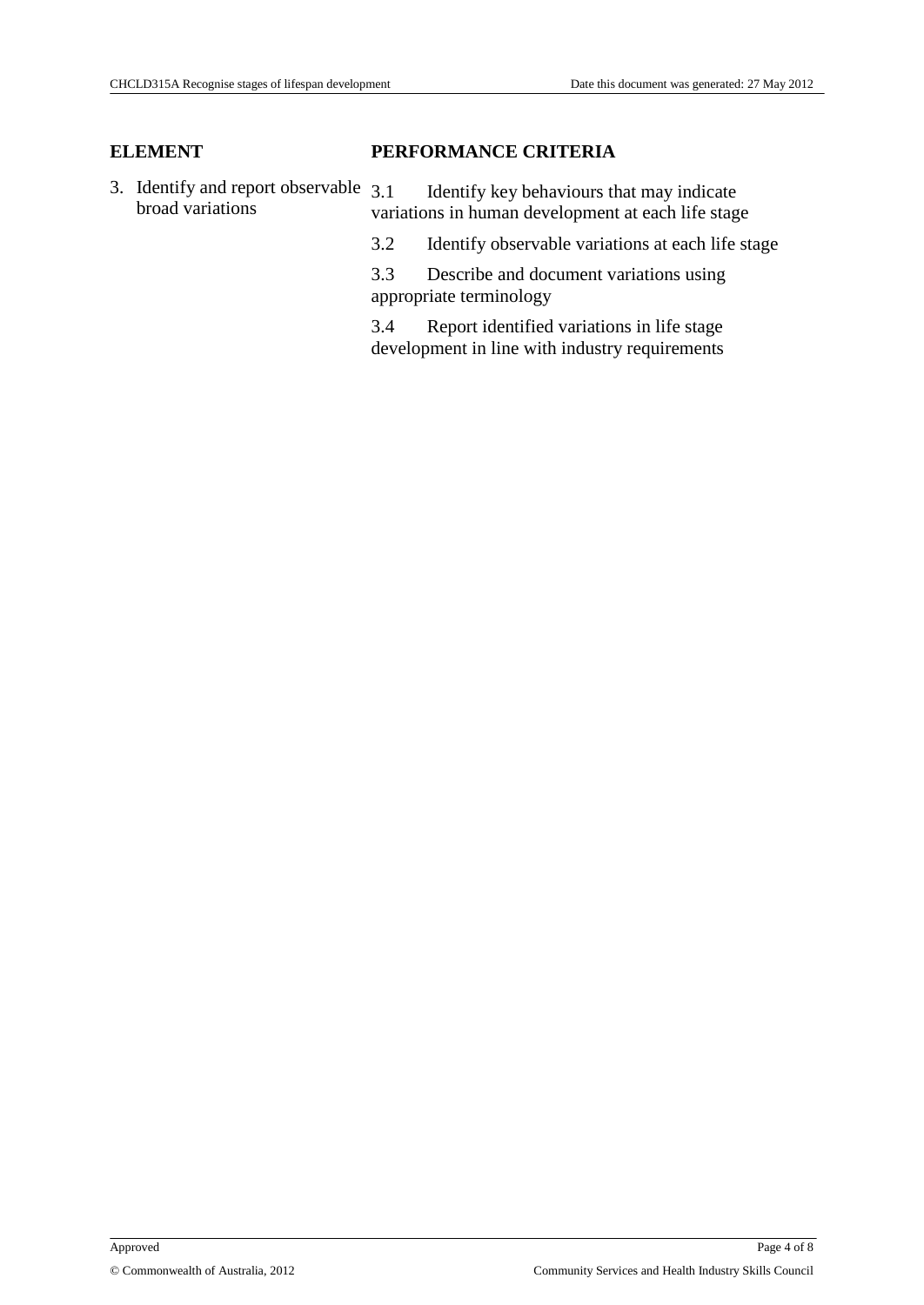| ELEMENT | PERFORMANCE CRITERIA |
| --- | --- |
| 3. Identify and report observable broad variations | 3.1 Identify key behaviours that may indicate variations in human development at each life stage |
| | 3.2 Identify observable variations at each life stage |
| | 3.3 Describe and document variations using appropriate terminology |
| | 3.4 Report identified variations in life stage development in line with industry requirements |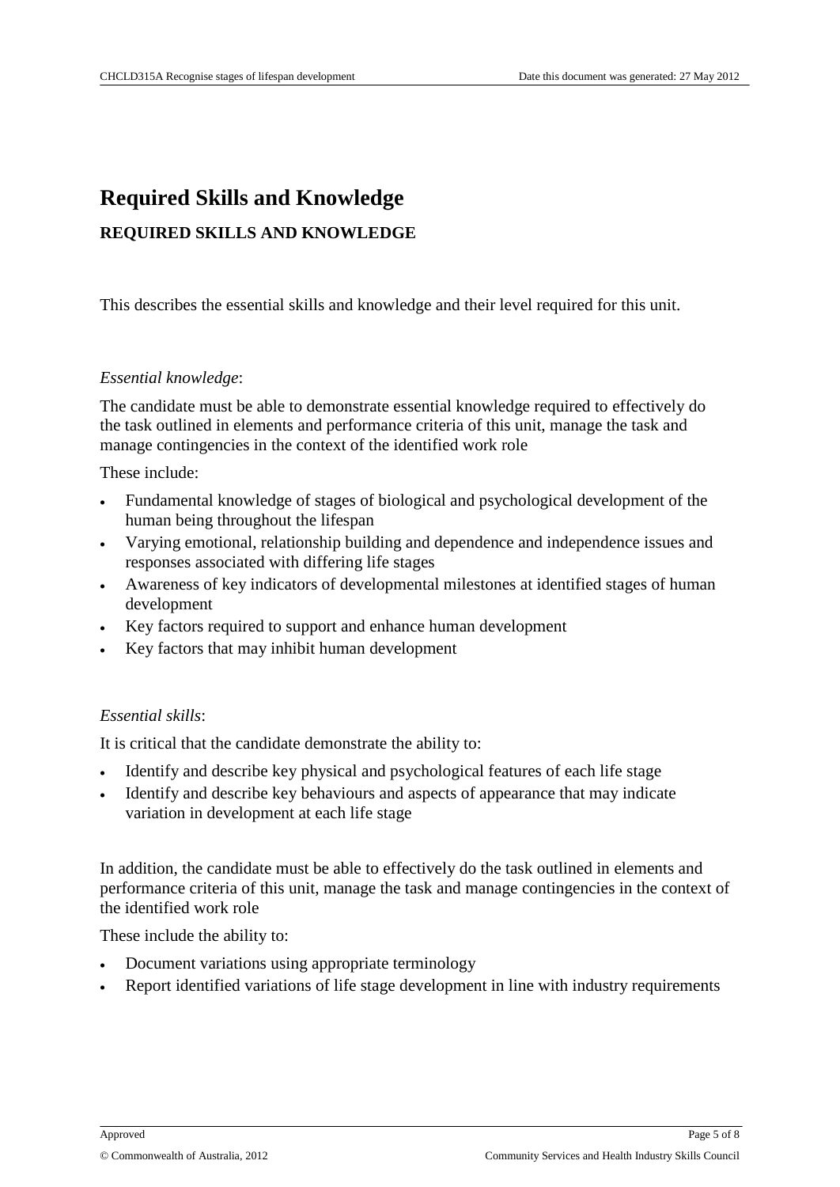# Required Skills and Knowledge

## REQUIRED SKILLS AND KNOWLEDGE

This describes the essential skills and knowledge and their level required for this unit.

*Essential knowledge*:

The candidate must be able to demonstrate essential knowledge required to effectively do the task outlined in elements and performance criteria of this unit, manage the task and manage contingencies in the context of the identified work role

These include:

- Fundamental knowledge of stages of biological and psychological development of the human being throughout the lifespan
- Varying emotional, relationship building and dependence and independence issues and responses associated with differing life stages
- Awareness of key indicators of developmental milestones at identified stages of human development
- Key factors required to support and enhance human development
- Key factors that may inhibit human development

*Essential skills*:

It is critical that the candidate demonstrate the ability to:

- Identify and describe key physical and psychological features of each life stage
- Identify and describe key behaviours and aspects of appearance that may indicate variation in development at each life stage

In addition, the candidate must be able to effectively do the task outlined in elements and performance criteria of this unit, manage the task and manage contingencies in the context of the identified work role

These include the ability to:

- Document variations using appropriate terminology
- Report identified variations of life stage development in line with industry requirements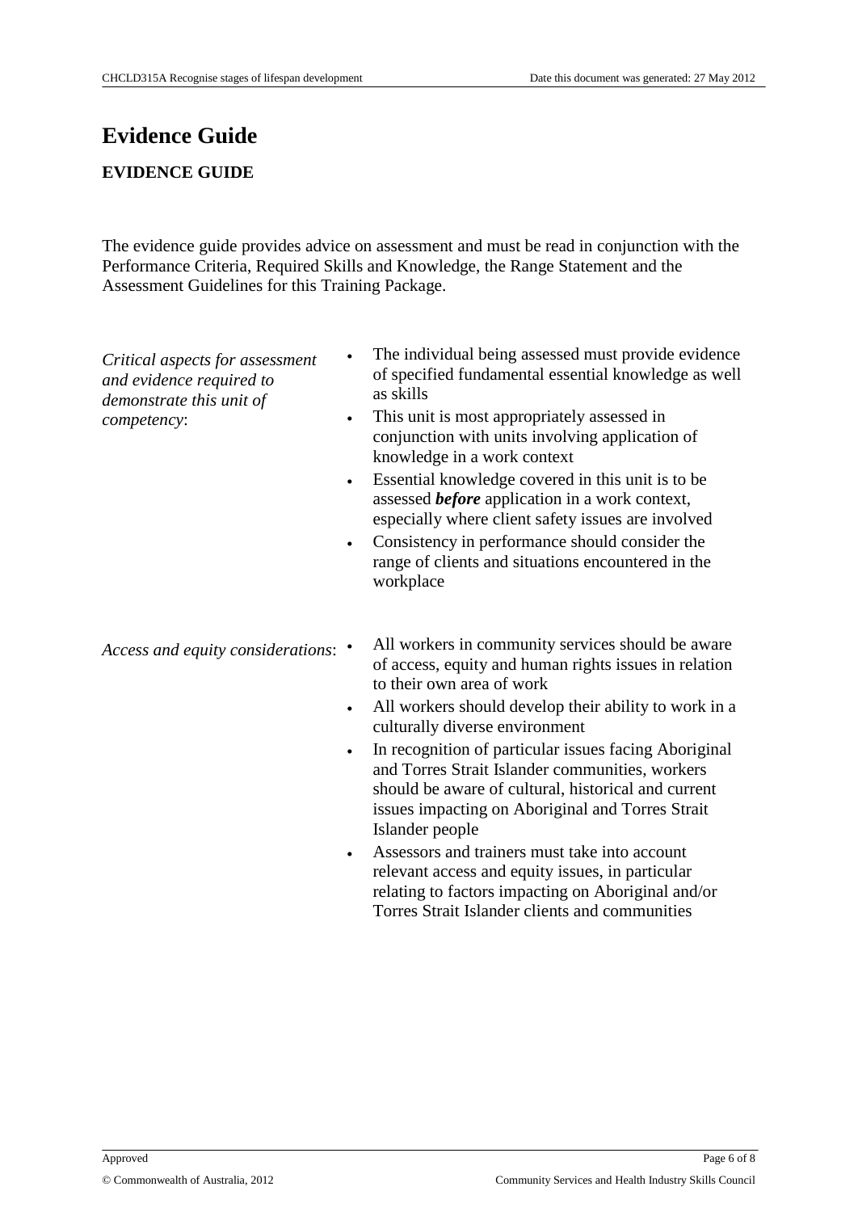# Evidence Guide

## EVIDENCE GUIDE

The evidence guide provides advice on assessment and must be read in conjunction with the Performance Criteria, Required Skills and Knowledge, the Range Statement and the Assessment Guidelines for this Training Package.

| | |
|---|---|
| *Critical aspects for assessment and evidence required to demonstrate this unit of competency*: | • The individual being assessed must provide evidence of specified fundamental essential knowledge as well as skills<br>• This unit is most appropriately assessed in conjunction with units involving application of knowledge in a work context<br>• Essential knowledge covered in this unit is to be assessed ***before*** application in a work context, especially where client safety issues are involved<br>• Consistency in performance should consider the range of clients and situations encountered in the workplace |
| *Access and equity considerations*: | • All workers in community services should be aware of access, equity and human rights issues in relation to their own area of work<br>• All workers should develop their ability to work in a culturally diverse environment<br>• In recognition of particular issues facing Aboriginal and Torres Strait Islander communities, workers should be aware of cultural, historical and current issues impacting on Aboriginal and Torres Strait Islander people<br>• Assessors and trainers must take into account relevant access and equity issues, in particular relating to factors impacting on Aboriginal and/or Torres Strait Islander clients and communities |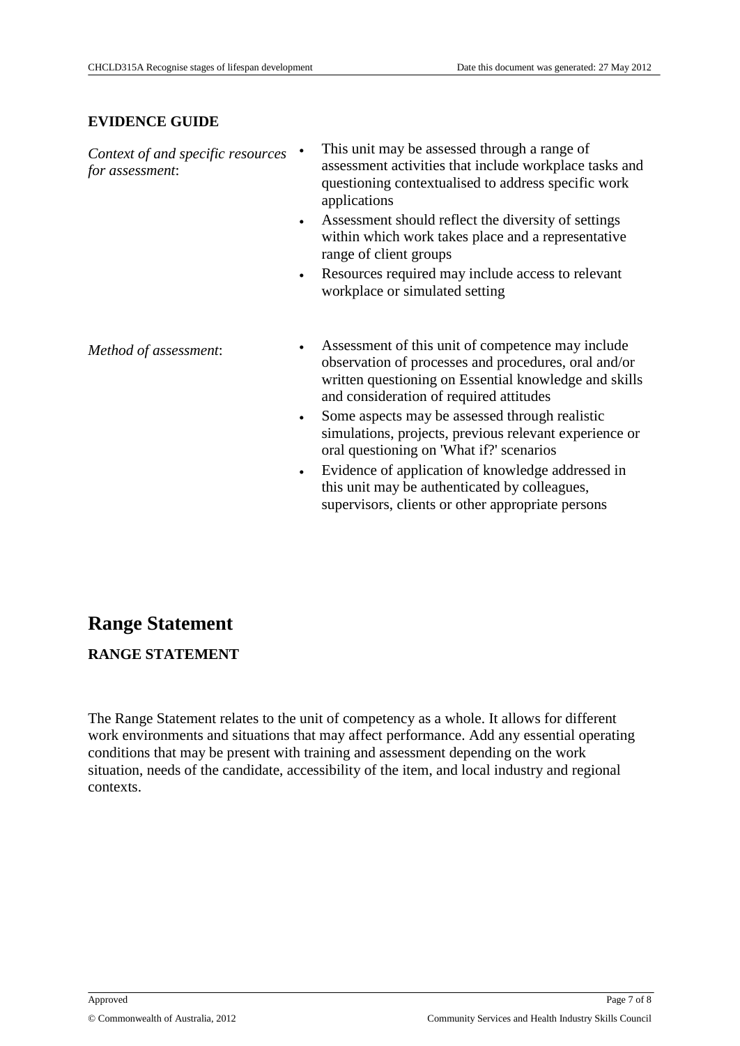**EVIDENCE GUIDE**

| | |
|---|---|
| *Context of and specific resources for assessment*: | • This unit may be assessed through a range of assessment activities that include workplace tasks and questioning contextualised to address specific work applications<br>• Assessment should reflect the diversity of settings within which work takes place and a representative range of client groups<br>• Resources required may include access to relevant workplace or simulated setting |
| *Method of assessment*: | • Assessment of this unit of competence may include observation of processes and procedures, oral and/or written questioning on Essential knowledge and skills and consideration of required attitudes<br>• Some aspects may be assessed through realistic simulations, projects, previous relevant experience or oral questioning on 'What if?' scenarios<br>• Evidence of application of knowledge addressed in this unit may be authenticated by colleagues, supervisors, clients or other appropriate persons |

# Range Statement

**RANGE STATEMENT**

The Range Statement relates to the unit of competency as a whole. It allows for different work environments and situations that may affect performance. Add any essential operating conditions that may be present with training and assessment depending on the work situation, needs of the candidate, accessibility of the item, and local industry and regional contexts.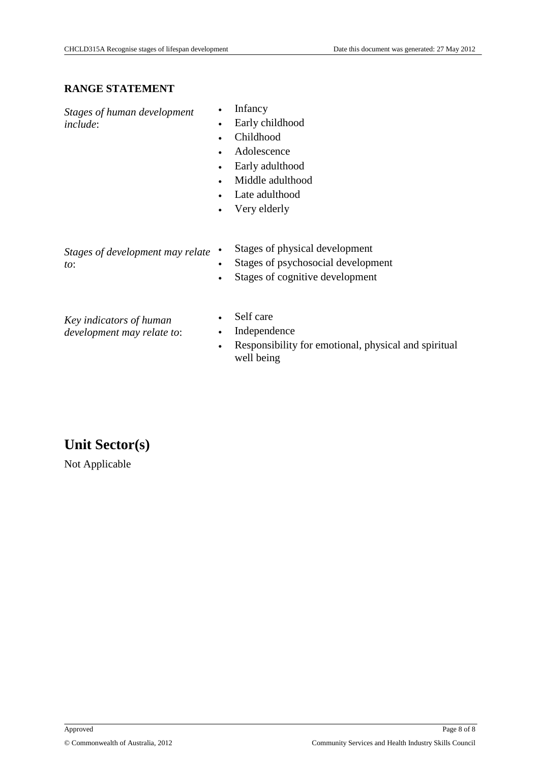**RANGE STATEMENT**

| | |
|---|---|
| *Stages of human development include*: | - Infancy<br>- Early childhood<br>- Childhood<br>- Adolescence<br>- Early adulthood<br>- Middle adulthood<br>- Late adulthood<br>- Very elderly |
| *Stages of development may relate to*: | - Stages of physical development<br>- Stages of psychosocial development<br>- Stages of cognitive development |
| *Key indicators of human development may relate to*: | - Self care<br>- Independence<br>- Responsibility for emotional, physical and spiritual well being |

# Unit Sector(s)

Not Applicable